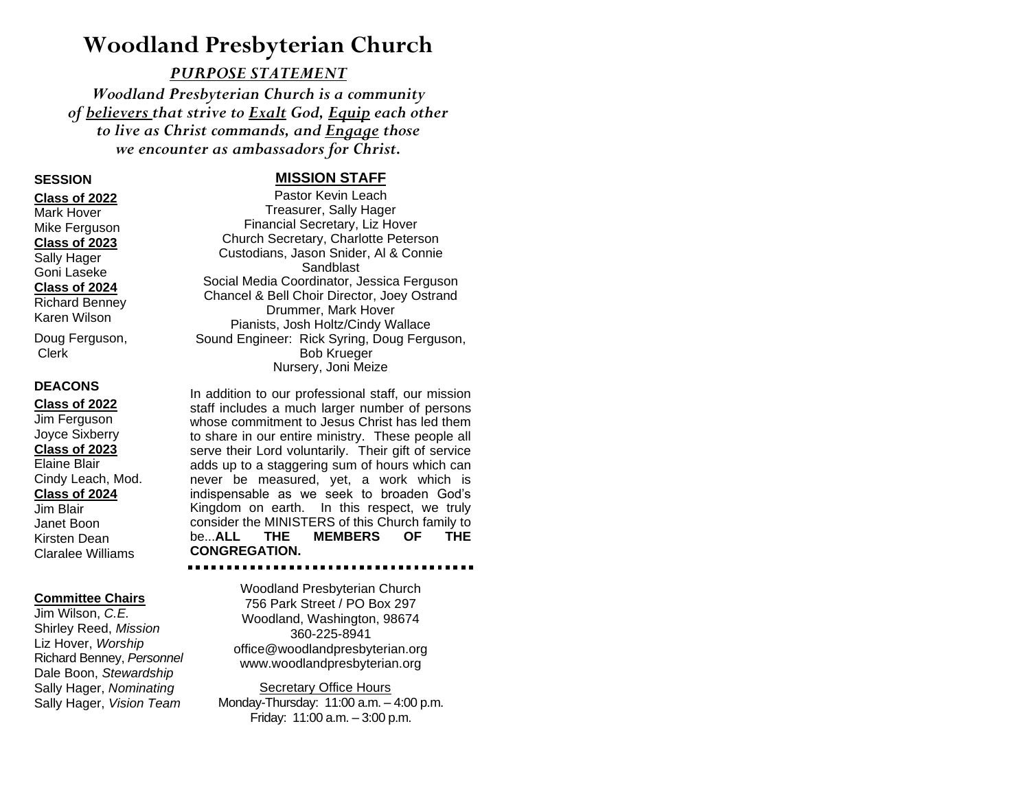# Woodland Presbyterian Church

***PURPOSE STATEMENT***

***Woodland Presbyterian Church is a community of believers that strive to Exalt God, Equip each other to live as Christ commands, and Engage those we encounter as ambassadors for Christ.***

**SESSION**

**Class of 2022**
Mark Hover
Mike Ferguson

**Class of 2023**
Sally Hager
Goni Laseke

**Class of 2024**
Richard Benney
Karen Wilson

Doug Ferguson, Clerk

**DEACONS**

**Class of 2022**
Jim Ferguson
Joyce Sixberry

**Class of 2023**
Elaine Blair
Cindy Leach, Mod.

**Class of 2024**
Jim Blair
Janet Boon
Kirsten Dean
Claralee Williams

**Committee Chairs**
Jim Wilson, *C.E.*
Shirley Reed, *Mission*
Liz Hover, *Worship*
Richard Benney, *Personnel*
Dale Boon, *Stewardship*
Sally Hager, *Nominating*
Sally Hager, *Vision Team*

## MISSION STAFF

Pastor Kevin Leach
Treasurer, Sally Hager
Financial Secretary, Liz Hover
Church Secretary, Charlotte Peterson
Custodians, Jason Snider, Al & Connie Sandblast
Social Media Coordinator, Jessica Ferguson
Chancel & Bell Choir Director, Joey Ostrand
Drummer, Mark Hover
Pianists, Josh Holtz/Cindy Wallace
Sound Engineer: Rick Syring, Doug Ferguson, Bob Krueger
Nursery, Joni Meize

In addition to our professional staff, our mission staff includes a much larger number of persons whose commitment to Jesus Christ has led them to share in our entire ministry. These people all serve their Lord voluntarily. Their gift of service adds up to a staggering sum of hours which can never be measured, yet, a work which is indispensable as we seek to broaden God's Kingdom on earth. In this respect, we truly consider the MINISTERS of this Church family to be...**ALL THE MEMBERS OF THE CONGREGATION.**

Woodland Presbyterian Church
756 Park Street / PO Box 297
Woodland, Washington, 98674
360-225-8941
office@woodlandpresbyterian.org
www.woodlandpresbyterian.org

Secretary Office Hours
Monday-Thursday: 11:00 a.m. – 4:00 p.m.
Friday: 11:00 a.m. – 3:00 p.m.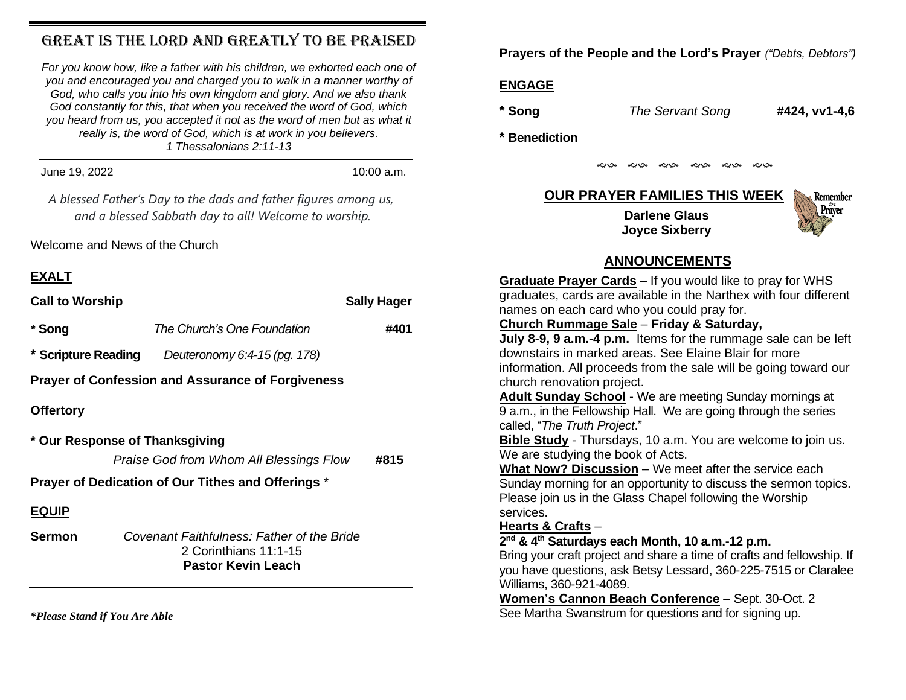# GREAT IS THE LORD AND GREATLY TO BE PRAISED

*For you know how, like a father with his children, we exhorted each one of you and encouraged you and charged you to walk in a manner worthy of God, who calls you into his own kingdom and glory. And we also thank God constantly for this, that when you received the word of God, which you heard from us, you accepted it not as the word of men but as what it really is, the word of God, which is at work in you believers.*
*1 Thessalonians 2:11-13*

June 19, 2022 — 10:00 a.m.

*A blessed Father's Day to the dads and father figures among us, and a blessed Sabbath day to all! Welcome to worship.*

Welcome and News of the Church

## EXALT

**Call to Worship** — **Sally Hager**

**\* Song** — *The Church's One Foundation* — **#401**

**\* Scripture Reading** — *Deuteronomy 6:4-15 (pg. 178)*

**Prayer of Confession and Assurance of Forgiveness**

**Offertory**

**\* Our Response of Thanksgiving**
*Praise God from Whom All Blessings Flow* — **#815**

**Prayer of Dedication of Our Tithes and Offerings** *

## EQUIP

**Sermon** — *Covenant Faithfulness: Father of the Bride*
2 Corinthians 11:1-15
**Pastor Kevin Leach**

***Please Stand if You Are Able***

**Prayers of the People and the Lord's Prayer** *("Debts, Debtors")*

## ENGAGE

**\* Song** — *The Servant Song* — **#424, vv1-4,6**

**\* Benediction**

## OUR PRAYER FAMILIES THIS WEEK

**Darlene Glaus**
**Joyce Sixberry**

Remember in Prayer

## ANNOUNCEMENTS

**Graduate Prayer Cards** – If you would like to pray for WHS graduates, cards are available in the Narthex with four different names on each card who you could pray for.

**Church Rummage Sale** – **Friday & Saturday, July 8-9, 9 a.m.-4 p.m.** Items for the rummage sale can be left downstairs in marked areas. See Elaine Blair for more information. All proceeds from the sale will be going toward our church renovation project.

**Adult Sunday School** - We are meeting Sunday mornings at 9 a.m., in the Fellowship Hall. We are going through the series called, "*The Truth Project*."

**Bible Study** - Thursdays, 10 a.m. You are welcome to join us. We are studying the book of Acts.

**What Now? Discussion** – We meet after the service each Sunday morning for an opportunity to discuss the sermon topics. Please join us in the Glass Chapel following the Worship services.

**Hearts & Crafts** –
**2nd & 4th Saturdays each Month, 10 a.m.-12 p.m.**
Bring your craft project and share a time of crafts and fellowship. If you have questions, ask Betsy Lessard, 360-225-7515 or Claralee Williams, 360-921-4089.

**Women's Cannon Beach Conference** – Sept. 30-Oct. 2
See Martha Swanstrum for questions and for signing up.